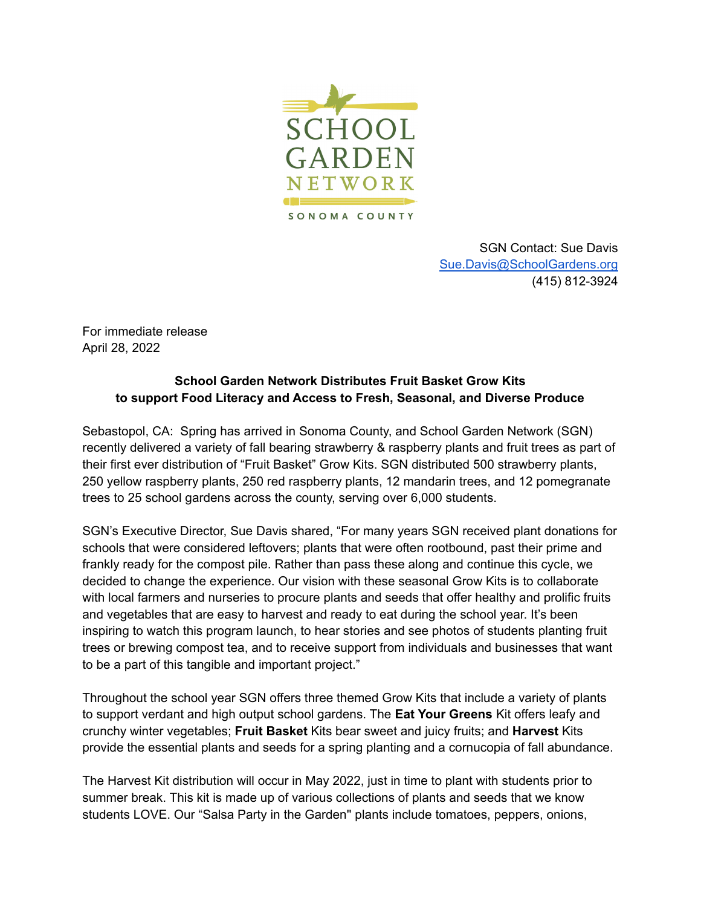SCHOOL GARDEN NETWORK
SONOMA COUNTY

SGN Contact: Sue Davis
[Sue.Davis@SchoolGardens.org](mailto:Sue.Davis@SchoolGardens.org)
(415) 812-3924

For immediate release
April 28, 2022

**School Garden Network Distributes Fruit Basket Grow Kits to support Food Literacy and Access to Fresh, Seasonal, and Diverse Produce**

Sebastopol, CA: Spring has arrived in Sonoma County, and School Garden Network (SGN) recently delivered a variety of fall bearing strawberry & raspberry plants and fruit trees as part of their first ever distribution of "Fruit Basket" Grow Kits. SGN distributed 500 strawberry plants, 250 yellow raspberry plants, 250 red raspberry plants, 12 mandarin trees, and 12 pomegranate trees to 25 school gardens across the county, serving over 6,000 students.

SGN's Executive Director, Sue Davis shared, "For many years SGN received plant donations for schools that were considered leftovers; plants that were often rootbound, past their prime and frankly ready for the compost pile. Rather than pass these along and continue this cycle, we decided to change the experience. Our vision with these seasonal Grow Kits is to collaborate with local farmers and nurseries to procure plants and seeds that offer healthy and prolific fruits and vegetables that are easy to harvest and ready to eat during the school year. It's been inspiring to watch this program launch, to hear stories and see photos of students planting fruit trees or brewing compost tea, and to receive support from individuals and businesses that want to be a part of this tangible and important project."

Throughout the school year SGN offers three themed Grow Kits that include a variety of plants to support verdant and high output school gardens. The **Eat Your Greens** Kit offers leafy and crunchy winter vegetables; **Fruit Basket** Kits bear sweet and juicy fruits; and **Harvest** Kits provide the essential plants and seeds for a spring planting and a cornucopia of fall abundance.

The Harvest Kit distribution will occur in May 2022, just in time to plant with students prior to summer break. This kit is made up of various collections of plants and seeds that we know students LOVE. Our "Salsa Party in the Garden" plants include tomatoes, peppers, onions,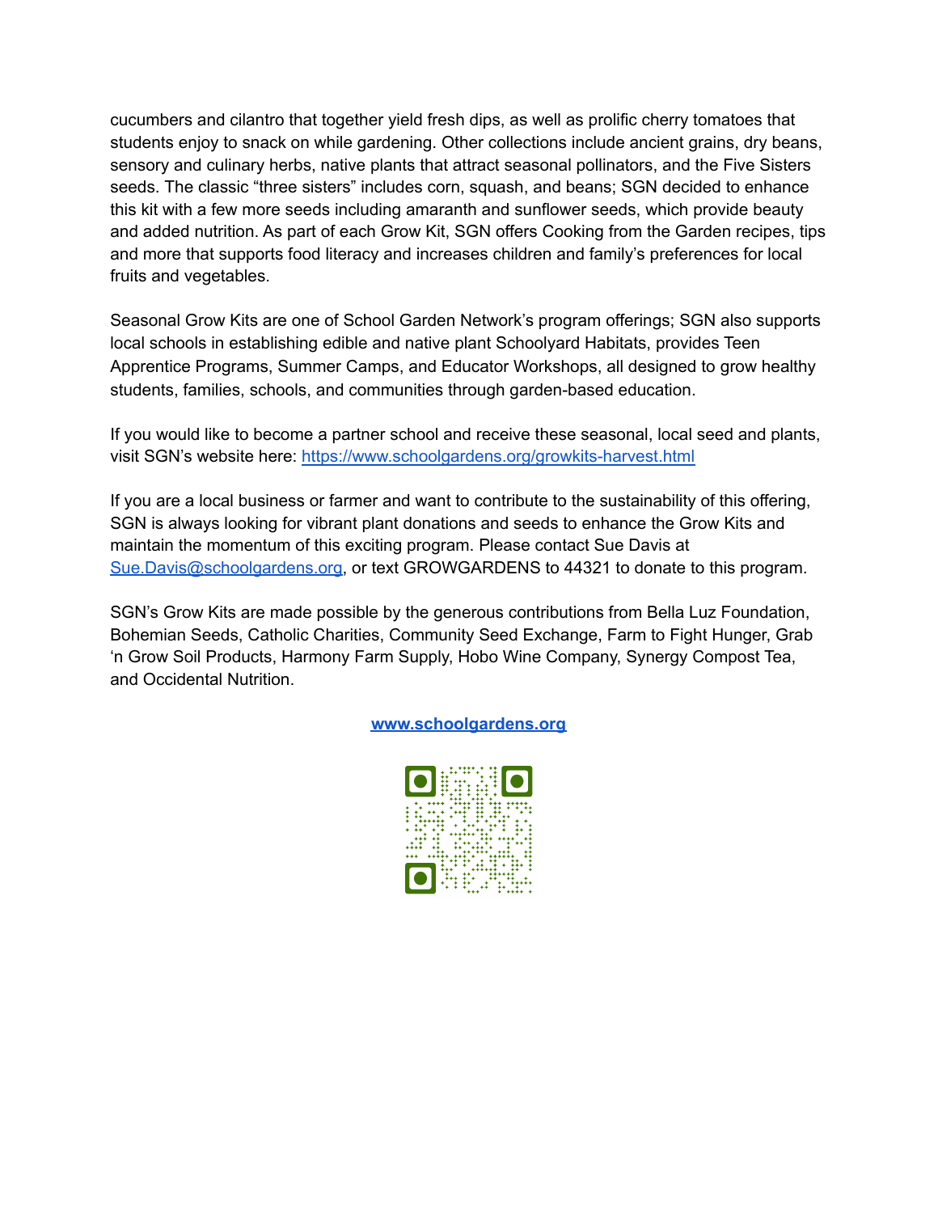cucumbers and cilantro that together yield fresh dips, as well as prolific cherry tomatoes that students enjoy to snack on while gardening. Other collections include ancient grains, dry beans, sensory and culinary herbs, native plants that attract seasonal pollinators, and the Five Sisters seeds. The classic "three sisters" includes corn, squash, and beans; SGN decided to enhance this kit with a few more seeds including amaranth and sunflower seeds, which provide beauty and added nutrition. As part of each Grow Kit, SGN offers Cooking from the Garden recipes, tips and more that supports food literacy and increases children and family's preferences for local fruits and vegetables.

Seasonal Grow Kits are one of School Garden Network's program offerings; SGN also supports local schools in establishing edible and native plant Schoolyard Habitats, provides Teen Apprentice Programs, Summer Camps, and Educator Workshops, all designed to grow healthy students, families, schools, and communities through garden-based education.

If you would like to become a partner school and receive these seasonal, local seed and plants, visit SGN's website here: [https://www.schoolgardens.org/growkits-harvest.html](https://www.schoolgardens.org/growkits-harvest.html)

If you are a local business or farmer and want to contribute to the sustainability of this offering, SGN is always looking for vibrant plant donations and seeds to enhance the Grow Kits and maintain the momentum of this exciting program. Please contact Sue Davis at [Sue.Davis@schoolgardens.org](mailto:Sue.Davis@schoolgardens.org), or text GROWGARDENS to 44321 to donate to this program.

SGN's Grow Kits are made possible by the generous contributions from Bella Luz Foundation, Bohemian Seeds, Catholic Charities, Community Seed Exchange, Farm to Fight Hunger, Grab 'n Grow Soil Products, Harmony Farm Supply, Hobo Wine Company, Synergy Compost Tea, and Occidental Nutrition.

**[www.schoolgardens.org](http://www.schoolgardens.org)**